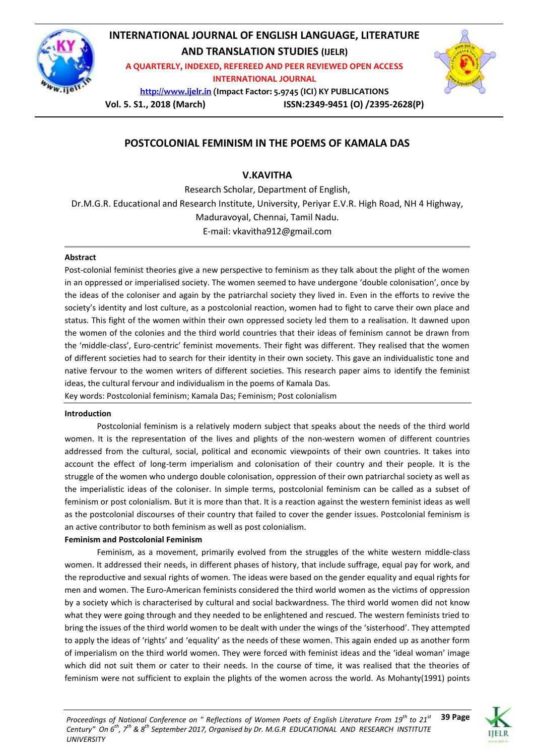# POSTCOLONIAL FEMINISM IN THE POEMS OF KAMALA DAS

**V.KAVITHA**

Research Scholar, Department of English,
Dr.M.G.R. Educational and Research Institute, University, Periyar E.V.R. High Road, NH 4 Highway, Maduravoyal, Chennai, Tamil Nadu.
E-mail: vkavitha912@gmail.com

## Abstract

Post-colonial feminist theories give a new perspective to feminism as they talk about the plight of the women in an oppressed or imperialised society. The women seemed to have undergone 'double colonisation', once by the ideas of the coloniser and again by the patriarchal society they lived in. Even in the efforts to revive the society's identity and lost culture, as a postcolonial reaction, women had to fight to carve their own place and status. This fight of the women within their own oppressed society led them to a realisation. It dawned upon the women of the colonies and the third world countries that their ideas of feminism cannot be drawn from the 'middle-class', Euro-centric' feminist movements. Their fight was different. They realised that the women of different societies had to search for their identity in their own society. This gave an individualistic tone and native fervour to the women writers of different societies. This research paper aims to identify the feminist ideas, the cultural fervour and individualism in the poems of Kamala Das.

Key words: Postcolonial feminism; Kamala Das; Feminism; Post colonialism

## Introduction

Postcolonial feminism is a relatively modern subject that speaks about the needs of the third world women. It is the representation of the lives and plights of the non-western women of different countries addressed from the cultural, social, political and economic viewpoints of their own countries. It takes into account the effect of long-term imperialism and colonisation of their country and their people. It is the struggle of the women who undergo double colonisation, oppression of their own patriarchal society as well as the imperialistic ideas of the coloniser. In simple terms, postcolonial feminism can be called as a subset of feminism or post colonialism. But it is more than that. It is a reaction against the western feminist ideas as well as the postcolonial discourses of their country that failed to cover the gender issues. Postcolonial feminism is an active contributor to both feminism as well as post colonialism.

### Feminism and Postcolonial Feminism

Feminism, as a movement, primarily evolved from the struggles of the white western middle-class women. It addressed their needs, in different phases of history, that include suffrage, equal pay for work, and the reproductive and sexual rights of women. The ideas were based on the gender equality and equal rights for men and women. The Euro-American feminists considered the third world women as the victims of oppression by a society which is characterised by cultural and social backwardness. The third world women did not know what they were going through and they needed to be enlightened and rescued. The western feminists tried to bring the issues of the third world women to be dealt with under the wings of the 'sisterhood'. They attempted to apply the ideas of 'rights' and 'equality' as the needs of these women. This again ended up as another form of imperialism on the third world women. They were forced with feminist ideas and the 'ideal woman' image which did not suit them or cater to their needs. In the course of time, it was realised that the theories of feminism were not sufficient to explain the plights of the women across the world. As Mohanty(1991) points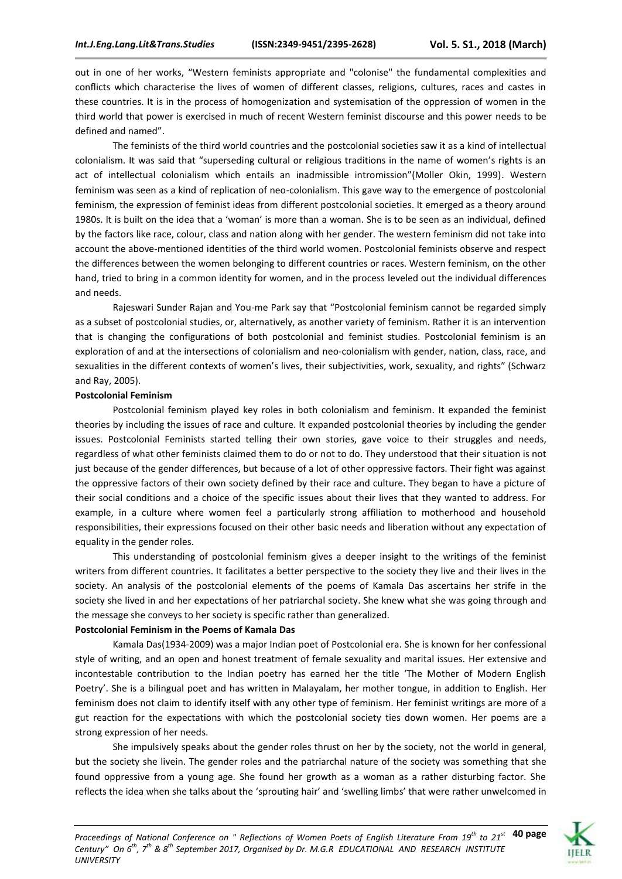out in one of her works, "Western feminists appropriate and "colonise" the fundamental complexities and conflicts which characterise the lives of women of different classes, religions, cultures, races and castes in these countries. It is in the process of homogenization and systemisation of the oppression of women in the third world that power is exercised in much of recent Western feminist discourse and this power needs to be defined and named".

The feminists of the third world countries and the postcolonial societies saw it as a kind of intellectual colonialism. It was said that "superseding cultural or religious traditions in the name of women's rights is an act of intellectual colonialism which entails an inadmissible intromission"(Moller Okin, 1999). Western feminism was seen as a kind of replication of neo-colonialism. This gave way to the emergence of postcolonial feminism, the expression of feminist ideas from different postcolonial societies. It emerged as a theory around 1980s. It is built on the idea that a 'woman' is more than a woman. She is to be seen as an individual, defined by the factors like race, colour, class and nation along with her gender. The western feminism did not take into account the above-mentioned identities of the third world women. Postcolonial feminists observe and respect the differences between the women belonging to different countries or races. Western feminism, on the other hand, tried to bring in a common identity for women, and in the process leveled out the individual differences and needs.

Rajeswari Sunder Rajan and You-me Park say that "Postcolonial feminism cannot be regarded simply as a subset of postcolonial studies, or, alternatively, as another variety of feminism. Rather it is an intervention that is changing the configurations of both postcolonial and feminist studies. Postcolonial feminism is an exploration of and at the intersections of colonialism and neo-colonialism with gender, nation, class, race, and sexualities in the different contexts of women's lives, their subjectivities, work, sexuality, and rights" (Schwarz and Ray, 2005).

**Postcolonial Feminism**

Postcolonial feminism played key roles in both colonialism and feminism. It expanded the feminist theories by including the issues of race and culture. It expanded postcolonial theories by including the gender issues. Postcolonial Feminists started telling their own stories, gave voice to their struggles and needs, regardless of what other feminists claimed them to do or not to do. They understood that their situation is not just because of the gender differences, but because of a lot of other oppressive factors. Their fight was against the oppressive factors of their own society defined by their race and culture. They began to have a picture of their social conditions and a choice of the specific issues about their lives that they wanted to address. For example, in a culture where women feel a particularly strong affiliation to motherhood and household responsibilities, their expressions focused on their other basic needs and liberation without any expectation of equality in the gender roles.

This understanding of postcolonial feminism gives a deeper insight to the writings of the feminist writers from different countries. It facilitates a better perspective to the society they live and their lives in the society. An analysis of the postcolonial elements of the poems of Kamala Das ascertains her strife in the society she lived in and her expectations of her patriarchal society. She knew what she was going through and the message she conveys to her society is specific rather than generalized.

**Postcolonial Feminism in the Poems of Kamala Das**

Kamala Das(1934-2009) was a major Indian poet of Postcolonial era. She is known for her confessional style of writing, and an open and honest treatment of female sexuality and marital issues. Her extensive and incontestable contribution to the Indian poetry has earned her the title 'The Mother of Modern English Poetry'. She is a bilingual poet and has written in Malayalam, her mother tongue, in addition to English. Her feminism does not claim to identify itself with any other type of feminism. Her feminist writings are more of a gut reaction for the expectations with which the postcolonial society ties down women. Her poems are a strong expression of her needs.

She impulsively speaks about the gender roles thrust on her by the society, not the world in general, but the society she livein. The gender roles and the patriarchal nature of the society was something that she found oppressive from a young age. She found her growth as a woman as a rather disturbing factor. She reflects the idea when she talks about the 'sprouting hair' and 'swelling limbs' that were rather unwelcomed in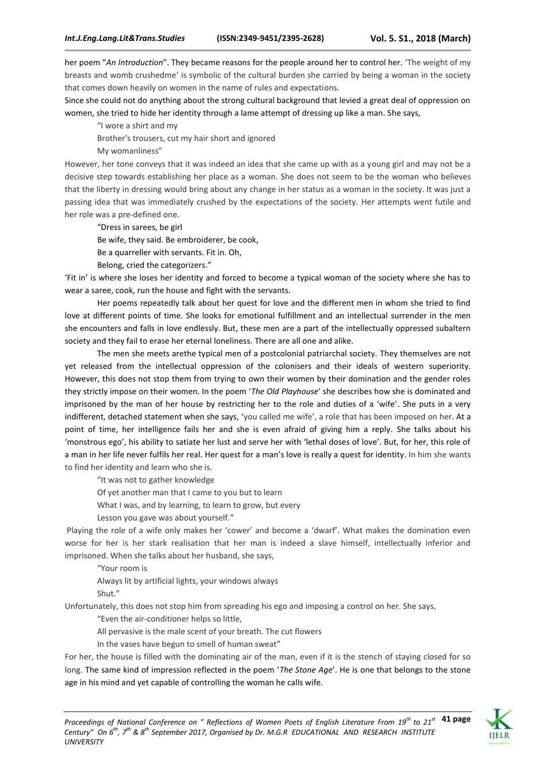her poem "*An Introduction*". They became reasons for the people around her to control her. 'The weight of my breasts and womb crushedme' is symbolic of the cultural burden she carried by being a woman in the society that comes down heavily on women in the name of rules and expectations.

Since she could not do anything about the strong cultural background that levied a great deal of oppression on women, she tried to hide her identity through a lame attempt of dressing up like a man. She says,

> "I wore a shirt and my
> Brother's trousers, cut my hair short and ignored
> My womanliness"

However, her tone conveys that it was indeed an idea that she came up with as a young girl and may not be a decisive step towards establishing her place as a woman. She does not seem to be the woman who believes that the liberty in dressing would bring about any change in her status as a woman in the society. It was just a passing idea that was immediately crushed by the expectations of the society. Her attempts went futile and her role was a pre-defined one.

> "Dress in sarees, be girl
> Be wife, they said. Be embroiderer, be cook,
> Be a quarreller with servants. Fit in. Oh,
> Belong, cried the categorizers."

'Fit in' is where she loses her identity and forced to become a typical woman of the society where she has to wear a saree, cook, run the house and fight with the servants.

Her poems repeatedly talk about her quest for love and the different men in whom she tried to find love at different points of time. She looks for emotional fulfillment and an intellectual surrender in the men she encounters and falls in love endlessly. But, these men are a part of the intellectually oppressed subaltern society and they fail to erase her eternal loneliness. There are all one and alike.

The men she meets arethe typical men of a postcolonial patriarchal society. They themselves are not yet released from the intellectual oppression of the colonisers and their ideals of western superiority. However, this does not stop them from trying to own their women by their domination and the gender roles they strictly impose on their women. In the poem '*The Old Playhouse*' she describes how she is dominated and imprisoned by the man of her house by restricting her to the role and duties of a 'wife'. She puts in a very indifferent, detached statement when she says, 'you called me wife', a role that has been imposed on her. At a point of time, her intelligence fails her and she is even afraid of giving him a reply. She talks about his 'monstrous ego', his ability to satiate her lust and serve her with 'lethal doses of love'. But, for her, this role of a man in her life never fulfils her real. Her quest for a man's love is really a quest for identity. In him she wants to find her identity and learn who she is.

> "It was not to gather knowledge
> Of yet another man that I came to you but to learn
> What I was, and by learning, to learn to grow, but every
> Lesson you gave was about yourself."

Playing the role of a wife only makes her 'cower' and become a 'dwarf'. What makes the domination even worse for her is her stark realisation that her man is indeed a slave himself, intellectually inferior and imprisoned. When she talks about her husband, she says,

> "Your room is
> Always lit by artificial lights, your windows always
> Shut."

Unfortunately, this does not stop him from spreading his ego and imposing a control on her. She says,

> "Even the air-conditioner helps so little,
> All pervasive is the male scent of your breath. The cut flowers
> In the vases have begun to smell of human sweat"

For her, the house is filled with the dominating air of the man, even if it is the stench of staying closed for so long. The same kind of impression reflected in the poem '*The Stone Age*'. He is one that belongs to the stone age in his mind and yet capable of controlling the woman he calls wife.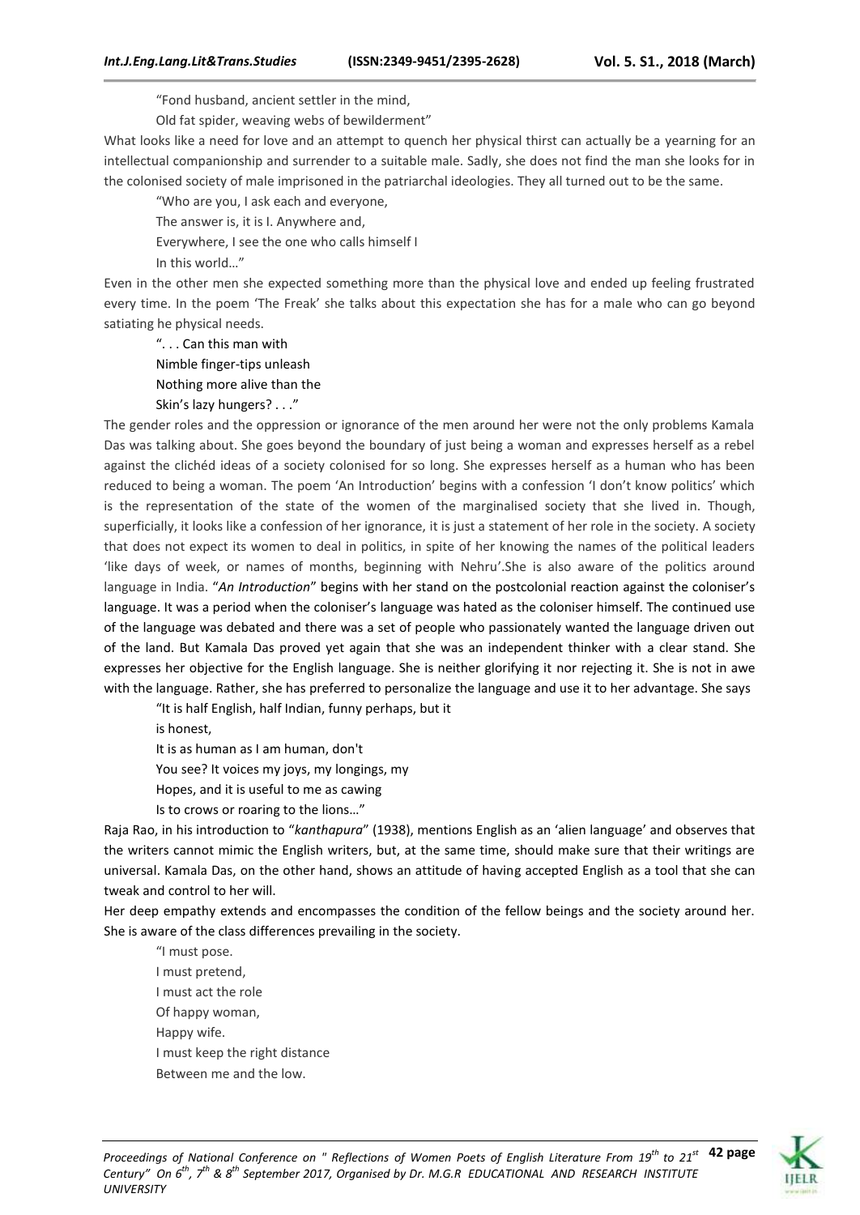"Fond husband, ancient settler in the mind,

Old fat spider, weaving webs of bewilderment"

What looks like a need for love and an attempt to quench her physical thirst can actually be a yearning for an intellectual companionship and surrender to a suitable male. Sadly, she does not find the man she looks for in the colonised society of male imprisoned in the patriarchal ideologies. They all turned out to be the same.

"Who are you, I ask each and everyone,

The answer is, it is I. Anywhere and,

Everywhere, I see the one who calls himself I

In this world…"

Even in the other men she expected something more than the physical love and ended up feeling frustrated every time. In the poem 'The Freak' she talks about this expectation she has for a male who can go beyond satiating he physical needs.

". . . Can this man with

Nimble finger-tips unleash

Nothing more alive than the

Skin's lazy hungers? . . ."

The gender roles and the oppression or ignorance of the men around her were not the only problems Kamala Das was talking about. She goes beyond the boundary of just being a woman and expresses herself as a rebel against the clichéd ideas of a society colonised for so long. She expresses herself as a human who has been reduced to being a woman. The poem 'An Introduction' begins with a confession 'I don't know politics' which is the representation of the state of the women of the marginalised society that she lived in. Though, superficially, it looks like a confession of her ignorance, it is just a statement of her role in the society. A society that does not expect its women to deal in politics, in spite of her knowing the names of the political leaders 'like days of week, or names of months, beginning with Nehru'.She is also aware of the politics around language in India. "*An Introduction*" begins with her stand on the postcolonial reaction against the coloniser's language. It was a period when the coloniser's language was hated as the coloniser himself. The continued use of the language was debated and there was a set of people who passionately wanted the language driven out of the land. But Kamala Das proved yet again that she was an independent thinker with a clear stand. She expresses her objective for the English language. She is neither glorifying it nor rejecting it. She is not in awe with the language. Rather, she has preferred to personalize the language and use it to her advantage. She says

"It is half English, half Indian, funny perhaps, but it

is honest,

It is as human as I am human, don't

You see? It voices my joys, my longings, my

Hopes, and it is useful to me as cawing

Is to crows or roaring to the lions…"

Raja Rao, in his introduction to "*kanthapura*" (1938), mentions English as an 'alien language' and observes that the writers cannot mimic the English writers, but, at the same time, should make sure that their writings are universal. Kamala Das, on the other hand, shows an attitude of having accepted English as a tool that she can tweak and control to her will.

Her deep empathy extends and encompasses the condition of the fellow beings and the society around her. She is aware of the class differences prevailing in the society.

"I must pose.

I must pretend,

I must act the role

Of happy woman,

Happy wife.

I must keep the right distance

Between me and the low.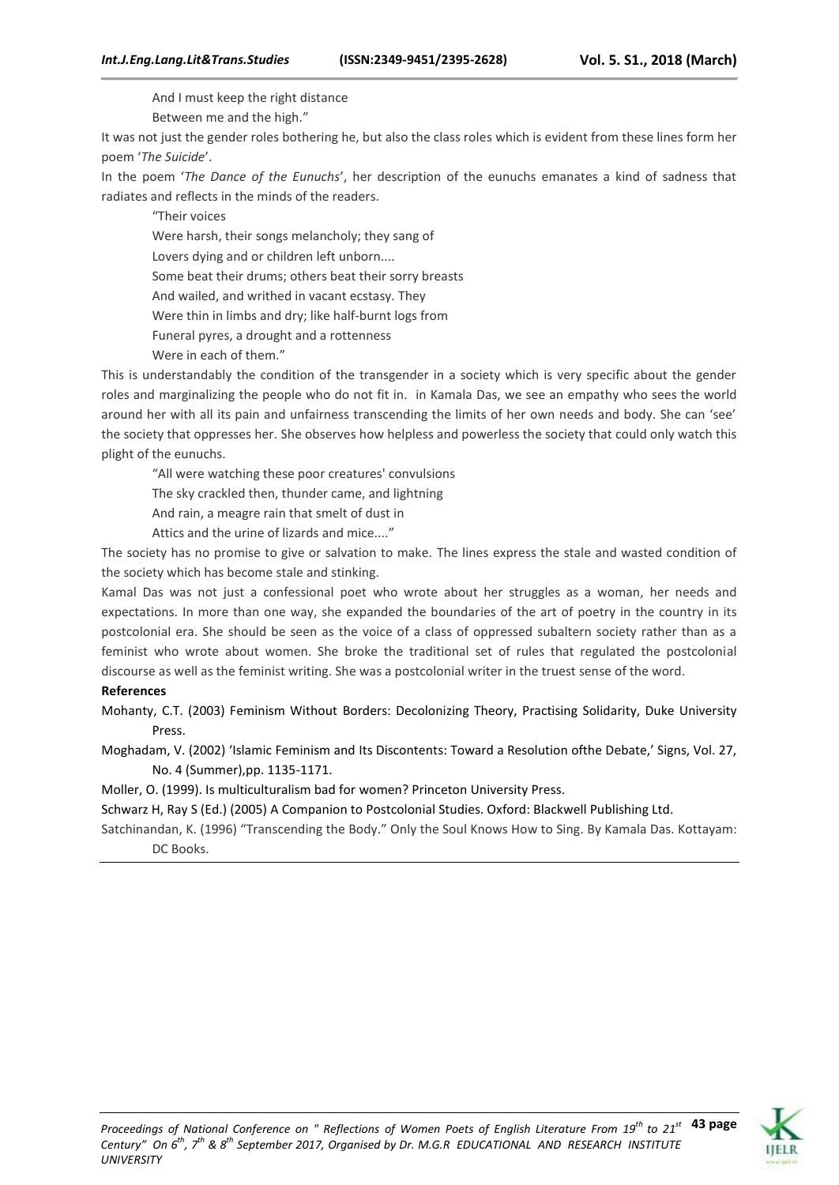And I must keep the right distance

Between me and the high."

It was not just the gender roles bothering he, but also the class roles which is evident from these lines form her poem '*The Suicide*'.

In the poem '*The Dance of the Eunuchs*', her description of the eunuchs emanates a kind of sadness that radiates and reflects in the minds of the readers.

"Their voices

Were harsh, their songs melancholy; they sang of

Lovers dying and or children left unborn....

Some beat their drums; others beat their sorry breasts

And wailed, and writhed in vacant ecstasy. They

Were thin in limbs and dry; like half-burnt logs from

Funeral pyres, a drought and a rottenness

Were in each of them."

This is understandably the condition of the transgender in a society which is very specific about the gender roles and marginalizing the people who do not fit in. in Kamala Das, we see an empathy who sees the world around her with all its pain and unfairness transcending the limits of her own needs and body. She can 'see' the society that oppresses her. She observes how helpless and powerless the society that could only watch this plight of the eunuchs.

"All were watching these poor creatures' convulsions

The sky crackled then, thunder came, and lightning

And rain, a meagre rain that smelt of dust in

Attics and the urine of lizards and mice...."

The society has no promise to give or salvation to make. The lines express the stale and wasted condition of the society which has become stale and stinking.

Kamal Das was not just a confessional poet who wrote about her struggles as a woman, her needs and expectations. In more than one way, she expanded the boundaries of the art of poetry in the country in its postcolonial era. She should be seen as the voice of a class of oppressed subaltern society rather than as a feminist who wrote about women. She broke the traditional set of rules that regulated the postcolonial discourse as well as the feminist writing. She was a postcolonial writer in the truest sense of the word.

**References**

Mohanty, C.T. (2003) Feminism Without Borders: Decolonizing Theory, Practising Solidarity, Duke University Press.

Moghadam, V. (2002) 'Islamic Feminism and Its Discontents: Toward a Resolution ofthe Debate,' Signs, Vol. 27, No. 4 (Summer),pp. 1135-1171.

Moller, O. (1999). Is multiculturalism bad for women? Princeton University Press.

Schwarz H, Ray S (Ed.) (2005) A Companion to Postcolonial Studies. Oxford: Blackwell Publishing Ltd.

Satchinandan, K. (1996) "Transcending the Body." Only the Soul Knows How to Sing. By Kamala Das. Kottayam: DC Books.